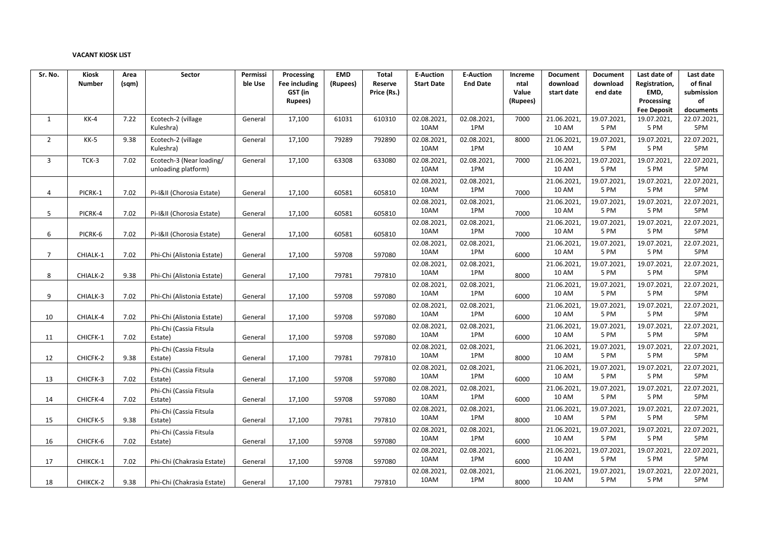**VACANT KIOSK LIST**

| Sr. No. | Kiosk Number | Area (sqm) | Sector | Permissible Use | Processing Fee including GST (in Rupees) | EMD (Rupees) | Total Reserve Price (Rs.) | E-Auction Start Date | E-Auction End Date | Incremental Value (Rupees) | Document download start date | Document download end date | Last date of Registration, EMD, Processing Fee Deposit | Last date of final submission of documents |
|---|---|---|---|---|---|---|---|---|---|---|---|---|---|---|
| 1 | KK-4 | 7.22 | Ecotech-2 (village Kuleshra) | General | 17,100 | 61031 | 610310 | 02.08.2021, 10AM | 02.08.2021, 1PM | 7000 | 21.06.2021, 10 AM | 19.07.2021, 5 PM | 19.07.2021, 5 PM | 22.07.2021, 5PM |
| 2 | KK-5 | 9.38 | Ecotech-2 (village Kuleshra) | General | 17,100 | 79289 | 792890 | 02.08.2021, 10AM | 02.08.2021, 1PM | 8000 | 21.06.2021, 10 AM | 19.07.2021, 5 PM | 19.07.2021, 5 PM | 22.07.2021, 5PM |
| 3 | TCK-3 | 7.02 | Ecotech-3 (Near loading/ unloading platform) | General | 17,100 | 63308 | 633080 | 02.08.2021, 10AM | 02.08.2021, 1PM | 7000 | 21.06.2021, 10 AM | 19.07.2021, 5 PM | 19.07.2021, 5 PM | 22.07.2021, 5PM |
| 4 | PICRK-1 | 7.02 | Pi-I&II (Chorosia Estate) | General | 17,100 | 60581 | 605810 | 02.08.2021, 10AM | 02.08.2021, 1PM | 7000 | 21.06.2021, 10 AM | 19.07.2021, 5 PM | 19.07.2021, 5 PM | 22.07.2021, 5PM |
| 5 | PICRK-4 | 7.02 | Pi-I&II (Chorosia Estate) | General | 17,100 | 60581 | 605810 | 02.08.2021, 10AM | 02.08.2021, 1PM | 7000 | 21.06.2021, 10 AM | 19.07.2021, 5 PM | 19.07.2021, 5 PM | 22.07.2021, 5PM |
| 6 | PICRK-6 | 7.02 | Pi-I&II (Chorosia Estate) | General | 17,100 | 60581 | 605810 | 02.08.2021, 10AM | 02.08.2021, 1PM | 7000 | 21.06.2021, 10 AM | 19.07.2021, 5 PM | 19.07.2021, 5 PM | 22.07.2021, 5PM |
| 7 | CHIALK-1 | 7.02 | Phi-Chi (Alistonia Estate) | General | 17,100 | 59708 | 597080 | 02.08.2021, 10AM | 02.08.2021, 1PM | 6000 | 21.06.2021, 10 AM | 19.07.2021, 5 PM | 19.07.2021, 5 PM | 22.07.2021, 5PM |
| 8 | CHIALK-2 | 9.38 | Phi-Chi (Alistonia Estate) | General | 17,100 | 79781 | 797810 | 02.08.2021, 10AM | 02.08.2021, 1PM | 8000 | 21.06.2021, 10 AM | 19.07.2021, 5 PM | 19.07.2021, 5 PM | 22.07.2021, 5PM |
| 9 | CHIALK-3 | 7.02 | Phi-Chi (Alistonia Estate) | General | 17,100 | 59708 | 597080 | 02.08.2021, 10AM | 02.08.2021, 1PM | 6000 | 21.06.2021, 10 AM | 19.07.2021, 5 PM | 19.07.2021, 5 PM | 22.07.2021, 5PM |
| 10 | CHIALK-4 | 7.02 | Phi-Chi (Alistonia Estate) | General | 17,100 | 59708 | 597080 | 02.08.2021, 10AM | 02.08.2021, 1PM | 6000 | 21.06.2021, 10 AM | 19.07.2021, 5 PM | 19.07.2021, 5 PM | 22.07.2021, 5PM |
| 11 | CHICFK-1 | 7.02 | Phi-Chi (Cassia Fitsula Estate) | General | 17,100 | 59708 | 597080 | 02.08.2021, 10AM | 02.08.2021, 1PM | 6000 | 21.06.2021, 10 AM | 19.07.2021, 5 PM | 19.07.2021, 5 PM | 22.07.2021, 5PM |
| 12 | CHICFK-2 | 9.38 | Phi-Chi (Cassia Fitsula Estate) | General | 17,100 | 79781 | 797810 | 02.08.2021, 10AM | 02.08.2021, 1PM | 8000 | 21.06.2021, 10 AM | 19.07.2021, 5 PM | 19.07.2021, 5 PM | 22.07.2021, 5PM |
| 13 | CHICFK-3 | 7.02 | Phi-Chi (Cassia Fitsula Estate) | General | 17,100 | 59708 | 597080 | 02.08.2021, 10AM | 02.08.2021, 1PM | 6000 | 21.06.2021, 10 AM | 19.07.2021, 5 PM | 19.07.2021, 5 PM | 22.07.2021, 5PM |
| 14 | CHICFK-4 | 7.02 | Phi-Chi (Cassia Fitsula Estate) | General | 17,100 | 59708 | 597080 | 02.08.2021, 10AM | 02.08.2021, 1PM | 6000 | 21.06.2021, 10 AM | 19.07.2021, 5 PM | 19.07.2021, 5 PM | 22.07.2021, 5PM |
| 15 | CHICFK-5 | 9.38 | Phi-Chi (Cassia Fitsula Estate) | General | 17,100 | 79781 | 797810 | 02.08.2021, 10AM | 02.08.2021, 1PM | 8000 | 21.06.2021, 10 AM | 19.07.2021, 5 PM | 19.07.2021, 5 PM | 22.07.2021, 5PM |
| 16 | CHICFK-6 | 7.02 | Phi-Chi (Cassia Fitsula Estate) | General | 17,100 | 59708 | 597080 | 02.08.2021, 10AM | 02.08.2021, 1PM | 6000 | 21.06.2021, 10 AM | 19.07.2021, 5 PM | 19.07.2021, 5 PM | 22.07.2021, 5PM |
| 17 | CHIKCK-1 | 7.02 | Phi-Chi (Chakrasia Estate) | General | 17,100 | 59708 | 597080 | 02.08.2021, 10AM | 02.08.2021, 1PM | 6000 | 21.06.2021, 10 AM | 19.07.2021, 5 PM | 19.07.2021, 5 PM | 22.07.2021, 5PM |
| 18 | CHIKCK-2 | 9.38 | Phi-Chi (Chakrasia Estate) | General | 17,100 | 79781 | 797810 | 02.08.2021, 10AM | 02.08.2021, 1PM | 8000 | 21.06.2021, 10 AM | 19.07.2021, 5 PM | 19.07.2021, 5 PM | 22.07.2021, 5PM |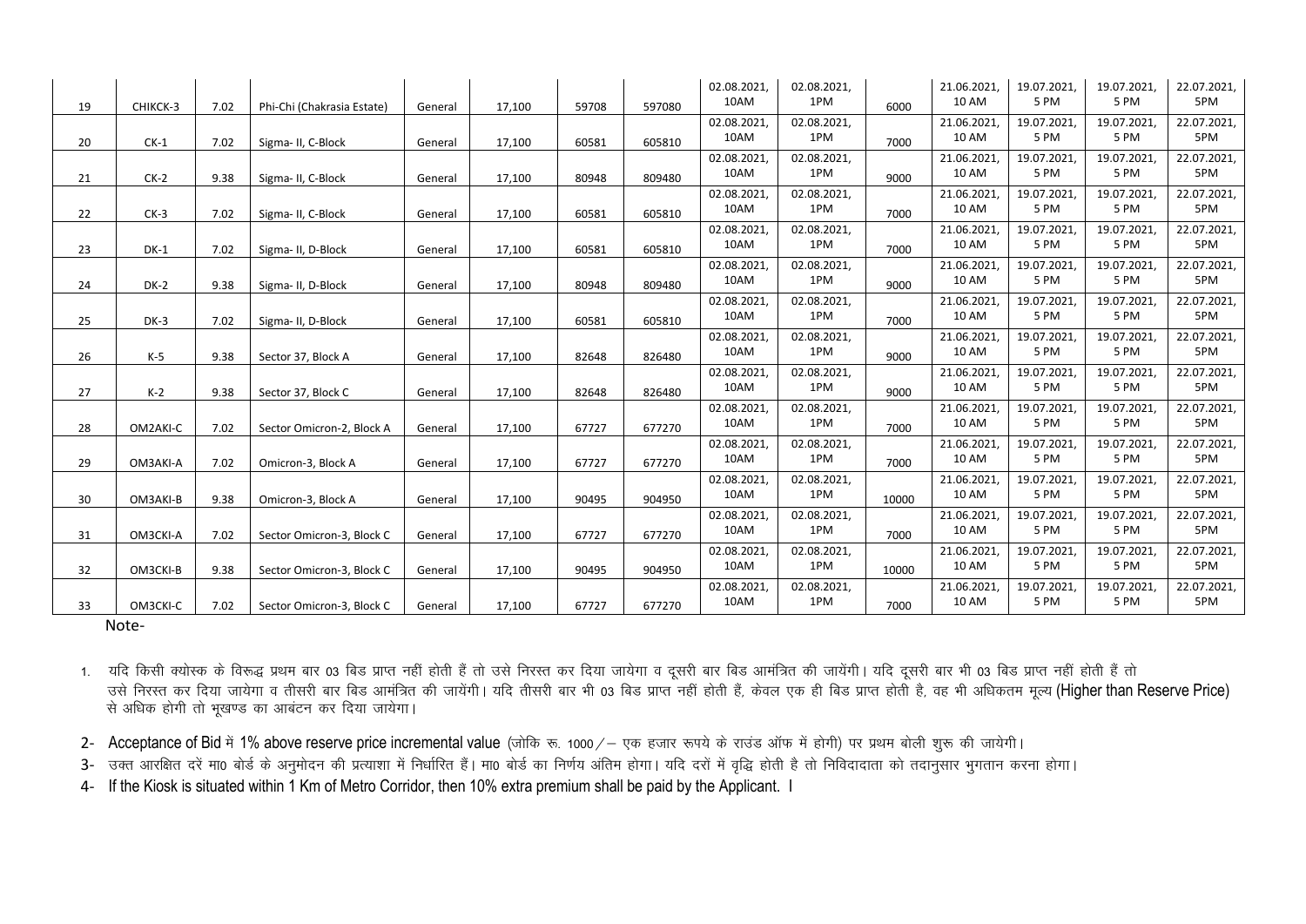| | | | | | | | | | | | | | | |
|---|---|---|---|---|---|---|---|---|---|---|---|---|---|---|
| 19 | CHIKCK-3 | 7.02 | Phi-Chi (Chakrasia Estate) | General | 17,100 | 59708 | 597080 | 02.08.2021, 10AM | 02.08.2021, 1PM | 6000 | 21.06.2021, 10 AM | 19.07.2021, 5 PM | 19.07.2021, 5 PM | 22.07.2021, 5PM |
| 20 | CK-1 | 7.02 | Sigma- II, C-Block | General | 17,100 | 60581 | 605810 | 02.08.2021, 10AM | 02.08.2021, 1PM | 7000 | 21.06.2021, 10 AM | 19.07.2021, 5 PM | 19.07.2021, 5 PM | 22.07.2021, 5PM |
| 21 | CK-2 | 9.38 | Sigma- II, C-Block | General | 17,100 | 80948 | 809480 | 02.08.2021, 10AM | 02.08.2021, 1PM | 9000 | 21.06.2021, 10 AM | 19.07.2021, 5 PM | 19.07.2021, 5 PM | 22.07.2021, 5PM |
| 22 | CK-3 | 7.02 | Sigma- II, C-Block | General | 17,100 | 60581 | 605810 | 02.08.2021, 10AM | 02.08.2021, 1PM | 7000 | 21.06.2021, 10 AM | 19.07.2021, 5 PM | 19.07.2021, 5 PM | 22.07.2021, 5PM |
| 23 | DK-1 | 7.02 | Sigma- II, D-Block | General | 17,100 | 60581 | 605810 | 02.08.2021, 10AM | 02.08.2021, 1PM | 7000 | 21.06.2021, 10 AM | 19.07.2021, 5 PM | 19.07.2021, 5 PM | 22.07.2021, 5PM |
| 24 | DK-2 | 9.38 | Sigma- II, D-Block | General | 17,100 | 80948 | 809480 | 02.08.2021, 10AM | 02.08.2021, 1PM | 9000 | 21.06.2021, 10 AM | 19.07.2021, 5 PM | 19.07.2021, 5 PM | 22.07.2021, 5PM |
| 25 | DK-3 | 7.02 | Sigma- II, D-Block | General | 17,100 | 60581 | 605810 | 02.08.2021, 10AM | 02.08.2021, 1PM | 7000 | 21.06.2021, 10 AM | 19.07.2021, 5 PM | 19.07.2021, 5 PM | 22.07.2021, 5PM |
| 26 | K-5 | 9.38 | Sector 37, Block A | General | 17,100 | 82648 | 826480 | 02.08.2021, 10AM | 02.08.2021, 1PM | 9000 | 21.06.2021, 10 AM | 19.07.2021, 5 PM | 19.07.2021, 5 PM | 22.07.2021, 5PM |
| 27 | K-2 | 9.38 | Sector 37, Block C | General | 17,100 | 82648 | 826480 | 02.08.2021, 10AM | 02.08.2021, 1PM | 9000 | 21.06.2021, 10 AM | 19.07.2021, 5 PM | 19.07.2021, 5 PM | 22.07.2021, 5PM |
| 28 | OM2AKI-C | 7.02 | Sector Omicron-2, Block A | General | 17,100 | 67727 | 677270 | 02.08.2021, 10AM | 02.08.2021, 1PM | 7000 | 21.06.2021, 10 AM | 19.07.2021, 5 PM | 19.07.2021, 5 PM | 22.07.2021, 5PM |
| 29 | OM3AKI-A | 7.02 | Omicron-3, Block A | General | 17,100 | 67727 | 677270 | 02.08.2021, 10AM | 02.08.2021, 1PM | 7000 | 21.06.2021, 10 AM | 19.07.2021, 5 PM | 19.07.2021, 5 PM | 22.07.2021, 5PM |
| 30 | OM3AKI-B | 9.38 | Omicron-3, Block A | General | 17,100 | 90495 | 904950 | 02.08.2021, 10AM | 02.08.2021, 1PM | 10000 | 21.06.2021, 10 AM | 19.07.2021, 5 PM | 19.07.2021, 5 PM | 22.07.2021, 5PM |
| 31 | OM3CKI-A | 7.02 | Sector Omicron-3, Block C | General | 17,100 | 67727 | 677270 | 02.08.2021, 10AM | 02.08.2021, 1PM | 7000 | 21.06.2021, 10 AM | 19.07.2021, 5 PM | 19.07.2021, 5 PM | 22.07.2021, 5PM |
| 32 | OM3CKI-B | 9.38 | Sector Omicron-3, Block C | General | 17,100 | 90495 | 904950 | 02.08.2021, 10AM | 02.08.2021, 1PM | 10000 | 21.06.2021, 10 AM | 19.07.2021, 5 PM | 19.07.2021, 5 PM | 22.07.2021, 5PM |
| 33 | OM3CKI-C | 7.02 | Sector Omicron-3, Block C | General | 17,100 | 67727 | 677270 | 02.08.2021, 10AM | 02.08.2021, 1PM | 7000 | 21.06.2021, 10 AM | 19.07.2021, 5 PM | 19.07.2021, 5 PM | 22.07.2021, 5PM |

Note-

1. यदि किसी क्योस्क के विरूद्ध प्रथम बार 03 बिड प्राप्त नहीं होती हैं तो उसे निरस्त कर दिया जायेगा व दूसरी बार बिड आमंत्रित की जायेंगी। यदि दूसरी बार भी 03 बिड प्राप्त नहीं होती हैं तो उसे निरस्त कर दिया जायेगा व तीसरी बार बिड आमंत्रित की जायेंगी। यदि तीसरी बार भी 03 बिड प्राप्त नहीं होती हैं, केवल एक ही बिड प्राप्त होती है, वह भी अधिकतम मूल्य (Higher than Reserve Price) से अधिक होगी तो भूखण्ड का आबंटन कर दिया जायेगा।

2- Acceptance of Bid में 1% above reserve price incremental value (जोकि रू. 1000/– एक हजार रूपये के राउंड ऑफ में होगी) पर प्रथम बोली शुरू की जायेगी।

3- उक्त आरक्षित दरें मा0 बोर्ड के अनुमोदन की प्रत्याशा में निर्धारित हैं। मा0 बोर्ड का निर्णय अंतिम होगा। यदि दरों में वृद्धि होती है तो निविदादाता को तदानुसार भुगतान करना होगा।

4- If the Kiosk is situated within 1 Km of Metro Corridor, then 10% extra premium shall be paid by the Applicant. I